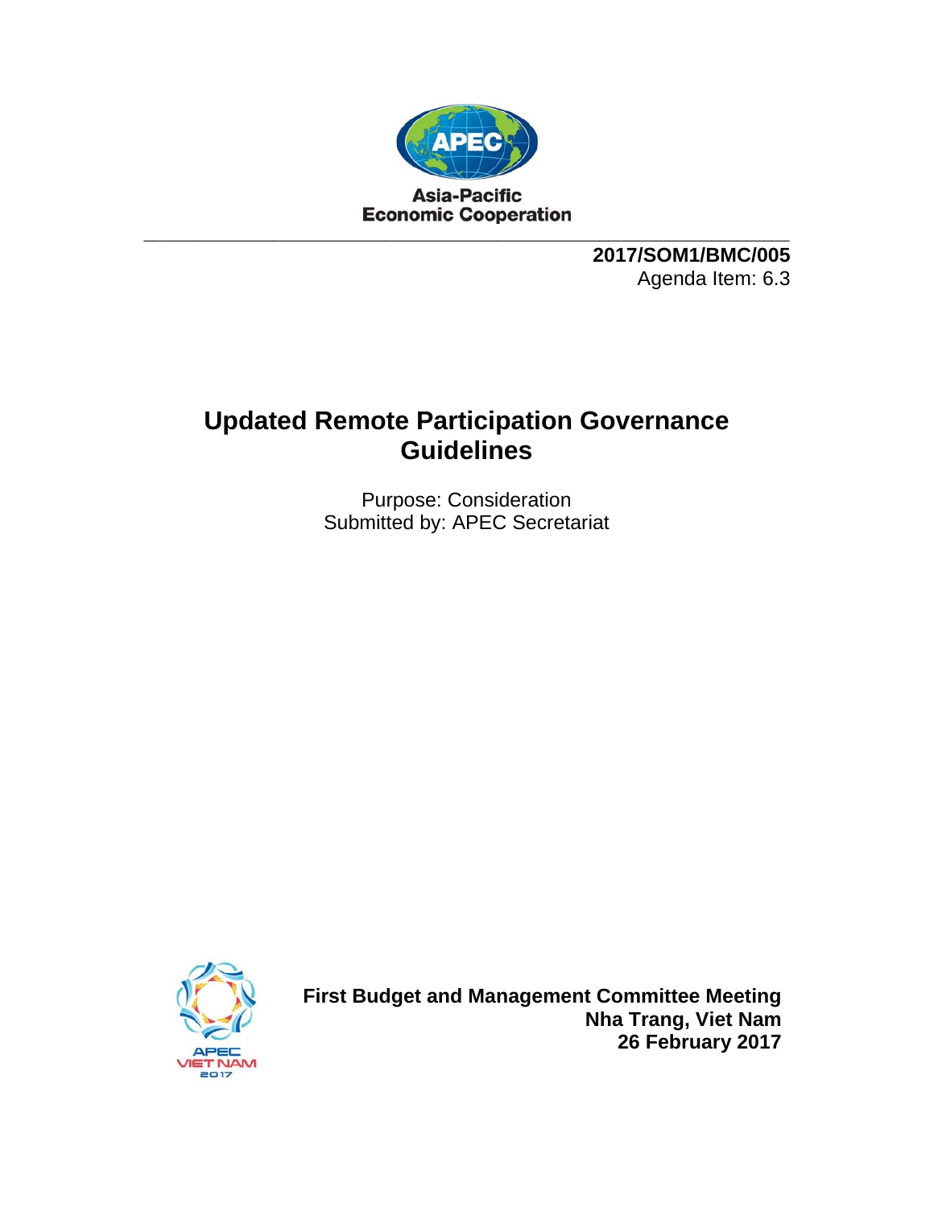Asia-Pacific Economic Cooperation

**2017/SOM1/BMC/005**
Agenda Item: 6.3

# Updated Remote Participation Governance Guidelines

Purpose: Consideration
Submitted by: APEC Secretariat

**First Budget and Management Committee Meeting**
**Nha Trang, Viet Nam**
**26 February 2017**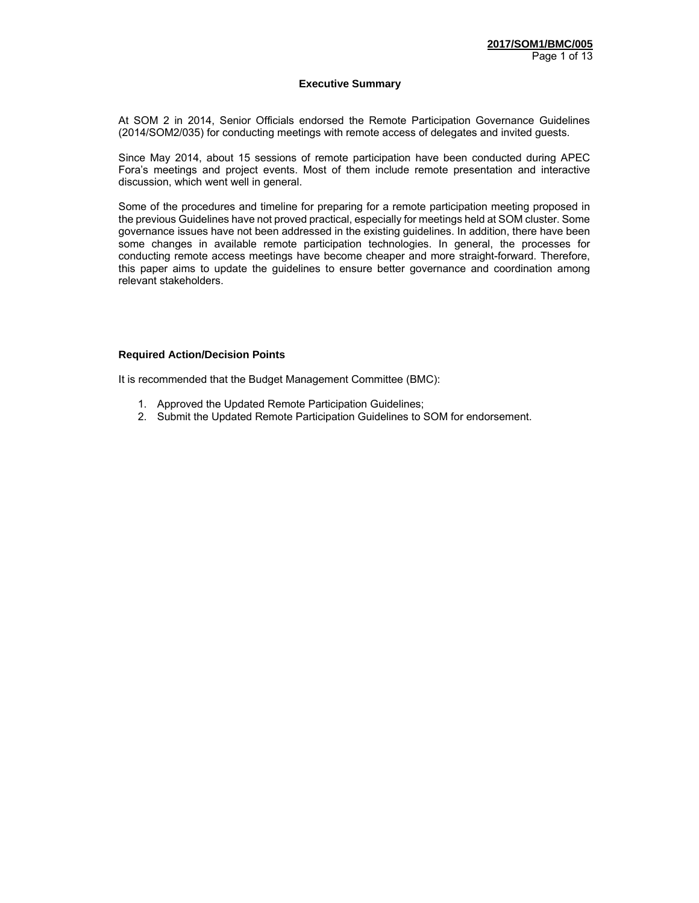### Executive Summary

At SOM 2 in 2014, Senior Officials endorsed the Remote Participation Governance Guidelines (2014/SOM2/035) for conducting meetings with remote access of delegates and invited guests.

Since May 2014, about 15 sessions of remote participation have been conducted during APEC Fora's meetings and project events. Most of them include remote presentation and interactive discussion, which went well in general.

Some of the procedures and timeline for preparing for a remote participation meeting proposed in the previous Guidelines have not proved practical, especially for meetings held at SOM cluster. Some governance issues have not been addressed in the existing guidelines. In addition, there have been some changes in available remote participation technologies. In general, the processes for conducting remote access meetings have become cheaper and more straight-forward. Therefore, this paper aims to update the guidelines to ensure better governance and coordination among relevant stakeholders.

**Required Action/Decision Points**

It is recommended that the Budget Management Committee (BMC):

1. Approved the Updated Remote Participation Guidelines;
2. Submit the Updated Remote Participation Guidelines to SOM for endorsement.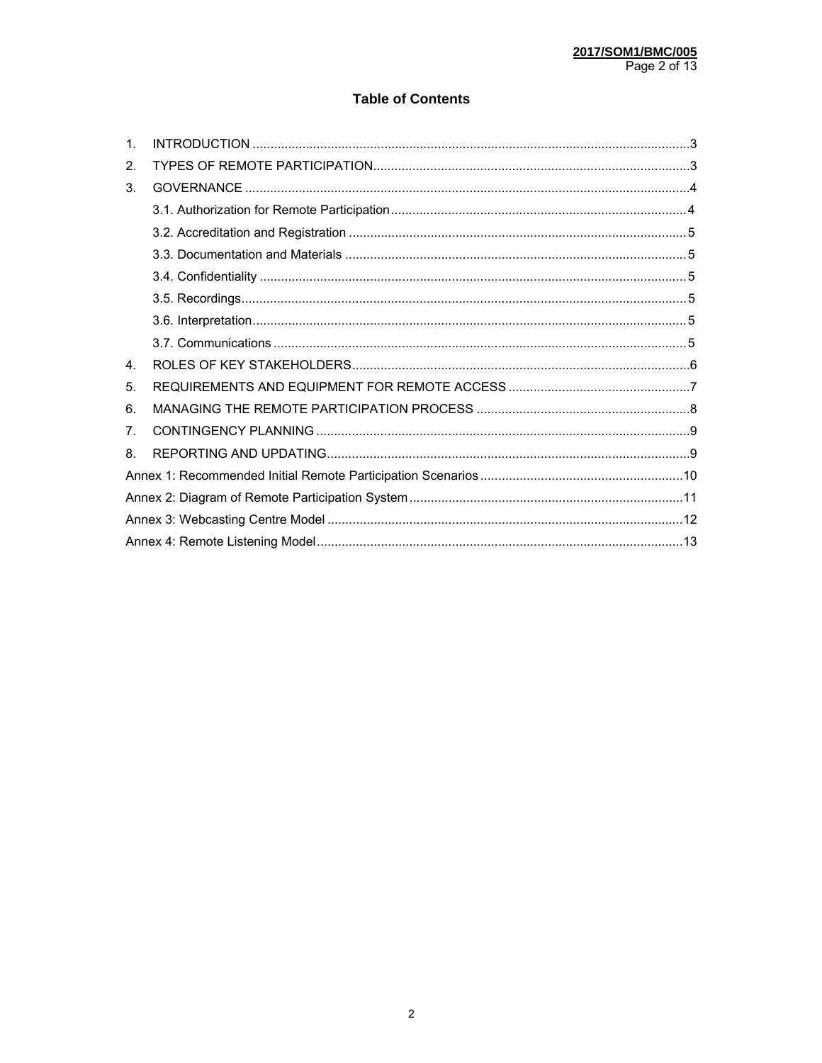## Table of Contents

1. INTRODUCTION ....... 3
2. TYPES OF REMOTE PARTICIPATION ....... 3
3. GOVERNANCE ....... 4
   - 3.1. Authorization for Remote Participation ....... 4
   - 3.2. Accreditation and Registration ....... 5
   - 3.3. Documentation and Materials ....... 5
   - 3.4. Confidentiality ....... 5
   - 3.5. Recordings ....... 5
   - 3.6. Interpretation ....... 5
   - 3.7. Communications ....... 5
4. ROLES OF KEY STAKEHOLDERS ....... 6
5. REQUIREMENTS AND EQUIPMENT FOR REMOTE ACCESS ....... 7
6. MANAGING THE REMOTE PARTICIPATION PROCESS ....... 8
7. CONTINGENCY PLANNING ....... 9
8. REPORTING AND UPDATING ....... 9

Annex 1: Recommended Initial Remote Participation Scenarios ....... 10

Annex 2: Diagram of Remote Participation System ....... 11

Annex 3: Webcasting Centre Model ....... 12

Annex 4: Remote Listening Model ....... 13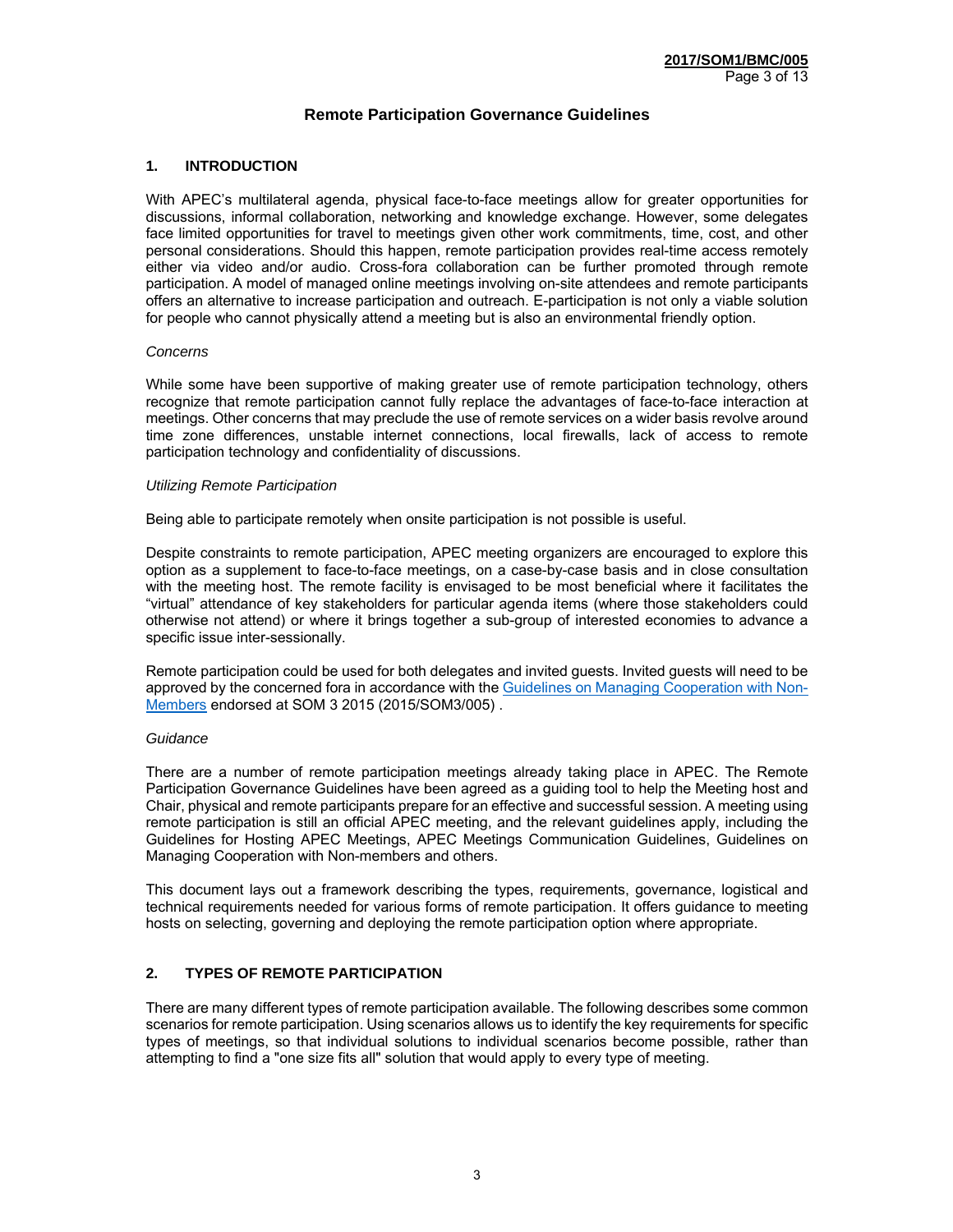## Remote Participation Governance Guidelines

### 1. INTRODUCTION

With APEC's multilateral agenda, physical face-to-face meetings allow for greater opportunities for discussions, informal collaboration, networking and knowledge exchange. However, some delegates face limited opportunities for travel to meetings given other work commitments, time, cost, and other personal considerations. Should this happen, remote participation provides real-time access remotely either via video and/or audio. Cross-fora collaboration can be further promoted through remote participation. A model of managed online meetings involving on-site attendees and remote participants offers an alternative to increase participation and outreach. E-participation is not only a viable solution for people who cannot physically attend a meeting but is also an environmental friendly option.

*Concerns*

While some have been supportive of making greater use of remote participation technology, others recognize that remote participation cannot fully replace the advantages of face-to-face interaction at meetings. Other concerns that may preclude the use of remote services on a wider basis revolve around time zone differences, unstable internet connections, local firewalls, lack of access to remote participation technology and confidentiality of discussions.

*Utilizing Remote Participation*

Being able to participate remotely when onsite participation is not possible is useful.

Despite constraints to remote participation, APEC meeting organizers are encouraged to explore this option as a supplement to face-to-face meetings, on a case-by-case basis and in close consultation with the meeting host. The remote facility is envisaged to be most beneficial where it facilitates the "virtual" attendance of key stakeholders for particular agenda items (where those stakeholders could otherwise not attend) or where it brings together a sub-group of interested economies to advance a specific issue inter-sessionally.

Remote participation could be used for both delegates and invited guests. Invited guests will need to be approved by the concerned fora in accordance with the Guidelines on Managing Cooperation with Non-Members endorsed at SOM 3 2015 (2015/SOM3/005) .

*Guidance*

There are a number of remote participation meetings already taking place in APEC. The Remote Participation Governance Guidelines have been agreed as a guiding tool to help the Meeting host and Chair, physical and remote participants prepare for an effective and successful session. A meeting using remote participation is still an official APEC meeting, and the relevant guidelines apply, including the Guidelines for Hosting APEC Meetings, APEC Meetings Communication Guidelines, Guidelines on Managing Cooperation with Non-members and others.

This document lays out a framework describing the types, requirements, governance, logistical and technical requirements needed for various forms of remote participation. It offers guidance to meeting hosts on selecting, governing and deploying the remote participation option where appropriate.

### 2. TYPES OF REMOTE PARTICIPATION

There are many different types of remote participation available. The following describes some common scenarios for remote participation. Using scenarios allows us to identify the key requirements for specific types of meetings, so that individual solutions to individual scenarios become possible, rather than attempting to find a "one size fits all" solution that would apply to every type of meeting.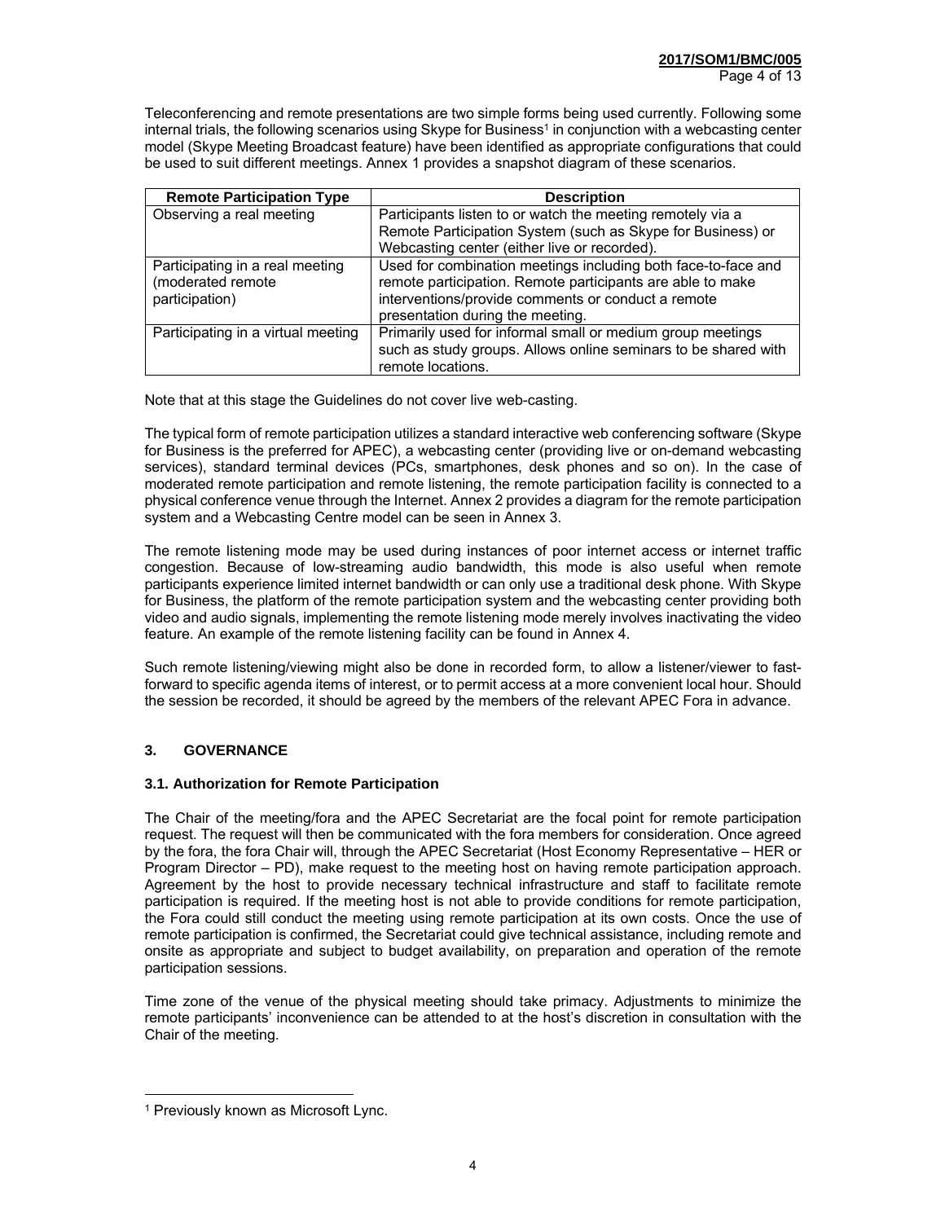Teleconferencing and remote presentations are two simple forms being used currently. Following some internal trials, the following scenarios using Skype for Business[1] in conjunction with a webcasting center model (Skype Meeting Broadcast feature) have been identified as appropriate configurations that could be used to suit different meetings. Annex 1 provides a snapshot diagram of these scenarios.

| Remote Participation Type | Description |
|---|---|
| Observing a real meeting | Participants listen to or watch the meeting remotely via a Remote Participation System (such as Skype for Business) or Webcasting center (either live or recorded). |
| Participating in a real meeting (moderated remote participation) | Used for combination meetings including both face-to-face and remote participation. Remote participants are able to make interventions/provide comments or conduct a remote presentation during the meeting. |
| Participating in a virtual meeting | Primarily used for informal small or medium group meetings such as study groups. Allows online seminars to be shared with remote locations. |

Note that at this stage the Guidelines do not cover live web-casting.

The typical form of remote participation utilizes a standard interactive web conferencing software (Skype for Business is the preferred for APEC), a webcasting center (providing live or on-demand webcasting services), standard terminal devices (PCs, smartphones, desk phones and so on). In the case of moderated remote participation and remote listening, the remote participation facility is connected to a physical conference venue through the Internet. Annex 2 provides a diagram for the remote participation system and a Webcasting Centre model can be seen in Annex 3.

The remote listening mode may be used during instances of poor internet access or internet traffic congestion. Because of low-streaming audio bandwidth, this mode is also useful when remote participants experience limited internet bandwidth or can only use a traditional desk phone. With Skype for Business, the platform of the remote participation system and the webcasting center providing both video and audio signals, implementing the remote listening mode merely involves inactivating the video feature. An example of the remote listening facility can be found in Annex 4.

Such remote listening/viewing might also be done in recorded form, to allow a listener/viewer to fast-forward to specific agenda items of interest, or to permit access at a more convenient local hour. Should the session be recorded, it should be agreed by the members of the relevant APEC Fora in advance.

## 3. GOVERNANCE

### 3.1. Authorization for Remote Participation

The Chair of the meeting/fora and the APEC Secretariat are the focal point for remote participation request. The request will then be communicated with the fora members for consideration. Once agreed by the fora, the fora Chair will, through the APEC Secretariat (Host Economy Representative – HER or Program Director – PD), make request to the meeting host on having remote participation approach. Agreement by the host to provide necessary technical infrastructure and staff to facilitate remote participation is required. If the meeting host is not able to provide conditions for remote participation, the Fora could still conduct the meeting using remote participation at its own costs. Once the use of remote participation is confirmed, the Secretariat could give technical assistance, including remote and onsite as appropriate and subject to budget availability, on preparation and operation of the remote participation sessions.

Time zone of the venue of the physical meeting should take primacy. Adjustments to minimize the remote participants' inconvenience can be attended to at the host's discretion in consultation with the Chair of the meeting.

[1] Previously known as Microsoft Lync.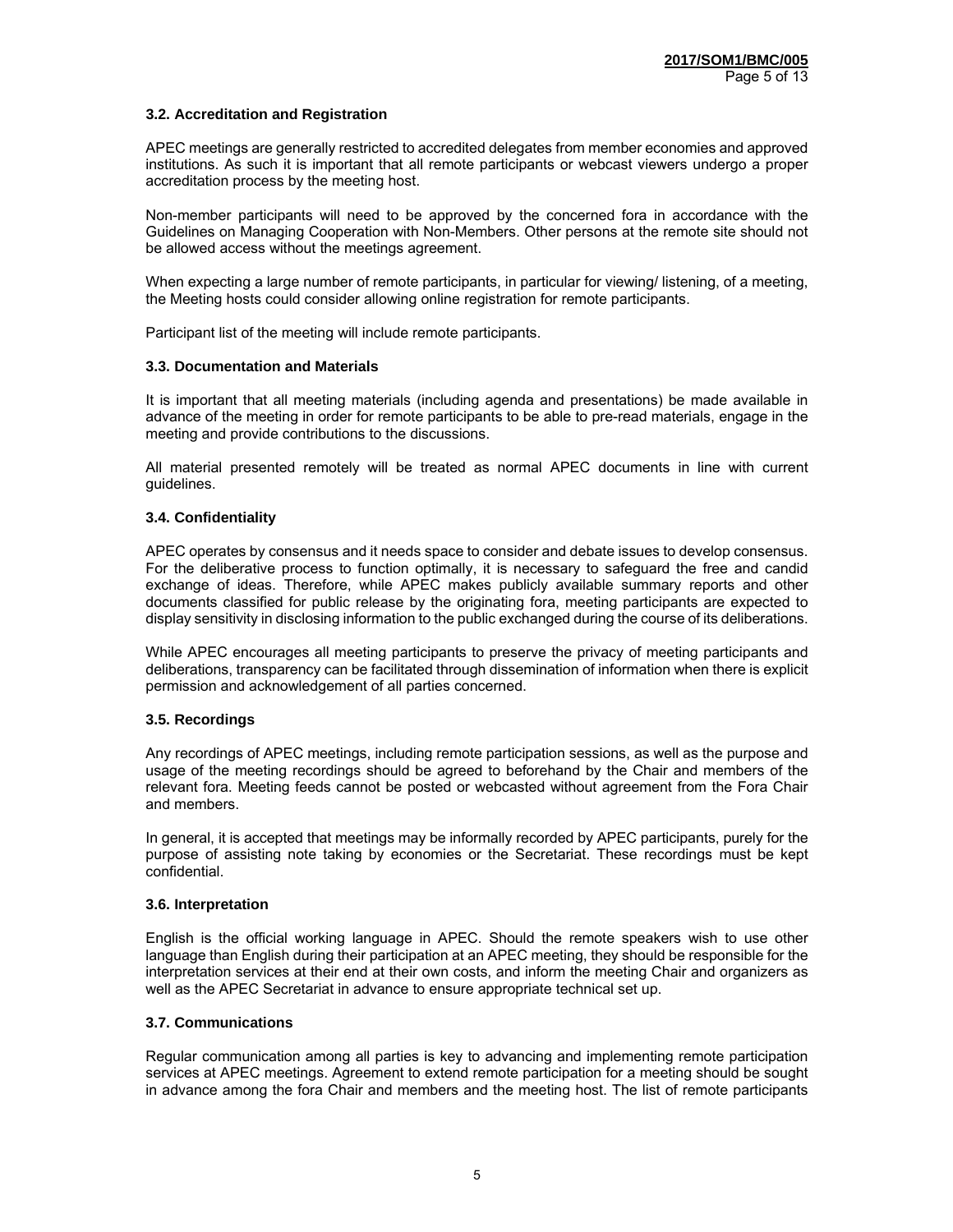### 3.2. Accreditation and Registration

APEC meetings are generally restricted to accredited delegates from member economies and approved institutions. As such it is important that all remote participants or webcast viewers undergo a proper accreditation process by the meeting host.

Non-member participants will need to be approved by the concerned fora in accordance with the Guidelines on Managing Cooperation with Non-Members. Other persons at the remote site should not be allowed access without the meetings agreement.

When expecting a large number of remote participants, in particular for viewing/ listening, of a meeting, the Meeting hosts could consider allowing online registration for remote participants.

Participant list of the meeting will include remote participants.

### 3.3. Documentation and Materials

It is important that all meeting materials (including agenda and presentations) be made available in advance of the meeting in order for remote participants to be able to pre-read materials, engage in the meeting and provide contributions to the discussions.

All material presented remotely will be treated as normal APEC documents in line with current guidelines.

### 3.4. Confidentiality

APEC operates by consensus and it needs space to consider and debate issues to develop consensus. For the deliberative process to function optimally, it is necessary to safeguard the free and candid exchange of ideas. Therefore, while APEC makes publicly available summary reports and other documents classified for public release by the originating fora, meeting participants are expected to display sensitivity in disclosing information to the public exchanged during the course of its deliberations.

While APEC encourages all meeting participants to preserve the privacy of meeting participants and deliberations, transparency can be facilitated through dissemination of information when there is explicit permission and acknowledgement of all parties concerned.

### 3.5. Recordings

Any recordings of APEC meetings, including remote participation sessions, as well as the purpose and usage of the meeting recordings should be agreed to beforehand by the Chair and members of the relevant fora. Meeting feeds cannot be posted or webcasted without agreement from the Fora Chair and members.

In general, it is accepted that meetings may be informally recorded by APEC participants, purely for the purpose of assisting note taking by economies or the Secretariat. These recordings must be kept confidential.

### 3.6. Interpretation

English is the official working language in APEC. Should the remote speakers wish to use other language than English during their participation at an APEC meeting, they should be responsible for the interpretation services at their end at their own costs, and inform the meeting Chair and organizers as well as the APEC Secretariat in advance to ensure appropriate technical set up.

### 3.7. Communications

Regular communication among all parties is key to advancing and implementing remote participation services at APEC meetings. Agreement to extend remote participation for a meeting should be sought in advance among the fora Chair and members and the meeting host. The list of remote participants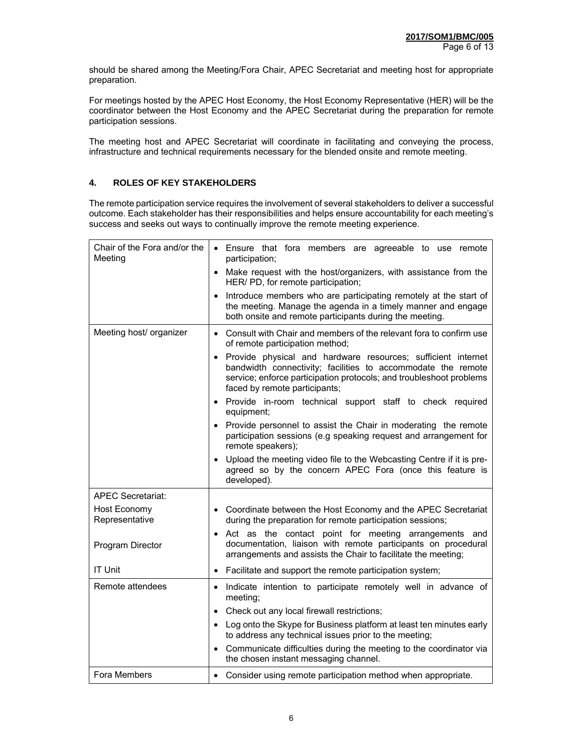should be shared among the Meeting/Fora Chair, APEC Secretariat and meeting host for appropriate preparation.

For meetings hosted by the APEC Host Economy, the Host Economy Representative (HER) will be the coordinator between the Host Economy and the APEC Secretariat during the preparation for remote participation sessions.

The meeting host and APEC Secretariat will coordinate in facilitating and conveying the process, infrastructure and technical requirements necessary for the blended onsite and remote meeting.

## 4. ROLES OF KEY STAKEHOLDERS

The remote participation service requires the involvement of several stakeholders to deliver a successful outcome. Each stakeholder has their responsibilities and helps ensure accountability for each meeting's success and seeks out ways to continually improve the remote meeting experience.

| Stakeholder | Responsibilities |
|---|---|
| Chair of the Fora and/or the Meeting | • Ensure that fora members are agreeable to use remote participation;<br>• Make request with the host/organizers, with assistance from the HER/ PD, for remote participation;<br>• Introduce members who are participating remotely at the start of the meeting. Manage the agenda in a timely manner and engage both onsite and remote participants during the meeting. |
| Meeting host/ organizer | • Consult with Chair and members of the relevant fora to confirm use of remote participation method;<br>• Provide physical and hardware resources; sufficient internet bandwidth connectivity; facilities to accommodate the remote service; enforce participation protocols; and troubleshoot problems faced by remote participants;<br>• Provide in-room technical support staff to check required equipment;<br>• Provide personnel to assist the Chair in moderating the remote participation sessions (e.g speaking request and arrangement for remote speakers);<br>• Upload the meeting video file to the Webcasting Centre if it is pre-agreed so by the concern APEC Fora (once this feature is developed). |
| APEC Secretariat: | |
| Host Economy Representative | • Coordinate between the Host Economy and the APEC Secretariat during the preparation for remote participation sessions; |
| Program Director | • Act as the contact point for meeting arrangements and documentation, liaison with remote participants on procedural arrangements and assists the Chair to facilitate the meeting; |
| IT Unit | • Facilitate and support the remote participation system; |
| Remote attendees | • Indicate intention to participate remotely well in advance of meeting;<br>• Check out any local firewall restrictions;<br>• Log onto the Skype for Business platform at least ten minutes early to address any technical issues prior to the meeting;<br>• Communicate difficulties during the meeting to the coordinator via the chosen instant messaging channel. |
| Fora Members | • Consider using remote participation method when appropriate. |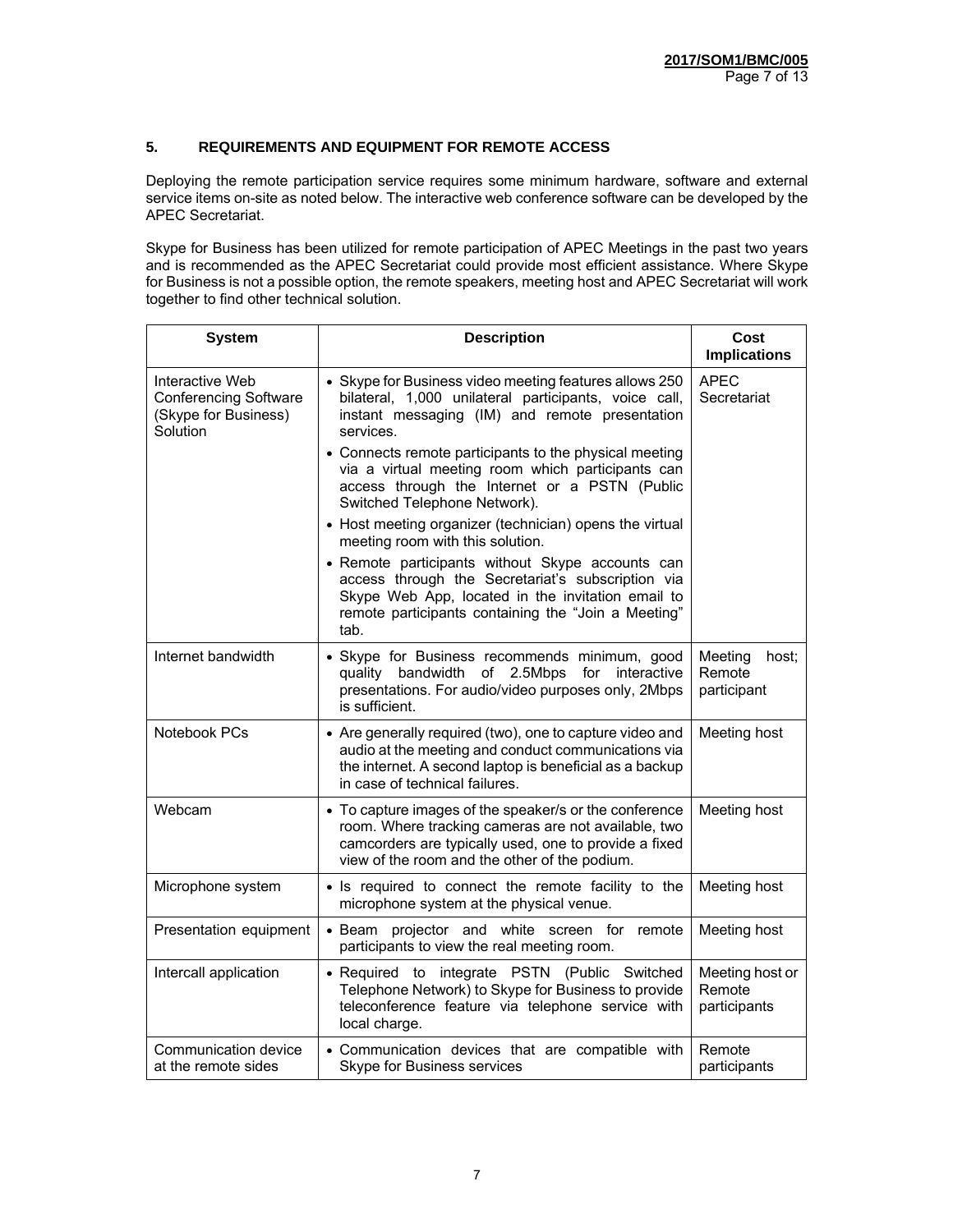## 5. REQUIREMENTS AND EQUIPMENT FOR REMOTE ACCESS

Deploying the remote participation service requires some minimum hardware, software and external service items on-site as noted below. The interactive web conference software can be developed by the APEC Secretariat.

Skype for Business has been utilized for remote participation of APEC Meetings in the past two years and is recommended as the APEC Secretariat could provide most efficient assistance. Where Skype for Business is not a possible option, the remote speakers, meeting host and APEC Secretariat will work together to find other technical solution.

| System | Description | Cost Implications |
|---|---|---|
| Interactive Web Conferencing Software (Skype for Business) Solution | • Skype for Business video meeting features allows 250 bilateral, 1,000 unilateral participants, voice call, instant messaging (IM) and remote presentation services.<br>• Connects remote participants to the physical meeting via a virtual meeting room which participants can access through the Internet or a PSTN (Public Switched Telephone Network).<br>• Host meeting organizer (technician) opens the virtual meeting room with this solution.<br>• Remote participants without Skype accounts can access through the Secretariat's subscription via Skype Web App, located in the invitation email to remote participants containing the "Join a Meeting" tab. | APEC Secretariat |
| Internet bandwidth | • Skype for Business recommends minimum, good quality bandwidth of 2.5Mbps for interactive presentations. For audio/video purposes only, 2Mbps is sufficient. | Meeting host; Remote participant |
| Notebook PCs | • Are generally required (two), one to capture video and audio at the meeting and conduct communications via the internet. A second laptop is beneficial as a backup in case of technical failures. | Meeting host |
| Webcam | • To capture images of the speaker/s or the conference room. Where tracking cameras are not available, two camcorders are typically used, one to provide a fixed view of the room and the other of the podium. | Meeting host |
| Microphone system | • Is required to connect the remote facility to the microphone system at the physical venue. | Meeting host |
| Presentation equipment | • Beam projector and white screen for remote participants to view the real meeting room. | Meeting host |
| Intercall application | • Required to integrate PSTN (Public Switched Telephone Network) to Skype for Business to provide teleconference feature via telephone service with local charge. | Meeting host or Remote participants |
| Communication device at the remote sides | • Communication devices that are compatible with Skype for Business services | Remote participants |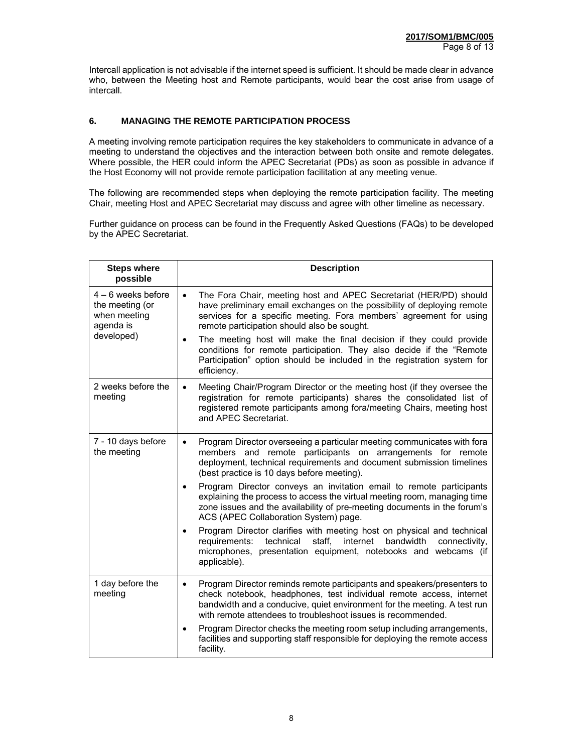Intercall application is not advisable if the internet speed is sufficient. It should be made clear in advance who, between the Meeting host and Remote participants, would bear the cost arise from usage of intercall.

## 6. MANAGING THE REMOTE PARTICIPATION PROCESS

A meeting involving remote participation requires the key stakeholders to communicate in advance of a meeting to understand the objectives and the interaction between both onsite and remote delegates. Where possible, the HER could inform the APEC Secretariat (PDs) as soon as possible in advance if the Host Economy will not provide remote participation facilitation at any meeting venue.

The following are recommended steps when deploying the remote participation facility. The meeting Chair, meeting Host and APEC Secretariat may discuss and agree with other timeline as necessary.

Further guidance on process can be found in the Frequently Asked Questions (FAQs) to be developed by the APEC Secretariat.

| Steps where possible | Description |
|---|---|
| 4 – 6 weeks before the meeting (or when meeting agenda is developed) | • The Fora Chair, meeting host and APEC Secretariat (HER/PD) should have preliminary email exchanges on the possibility of deploying remote services for a specific meeting. Fora members' agreement for using remote participation should also be sought.<br>• The meeting host will make the final decision if they could provide conditions for remote participation. They also decide if the "Remote Participation" option should be included in the registration system for efficiency. |
| 2 weeks before the meeting | • Meeting Chair/Program Director or the meeting host (if they oversee the registration for remote participants) shares the consolidated list of registered remote participants among fora/meeting Chairs, meeting host and APEC Secretariat. |
| 7 - 10 days before the meeting | • Program Director overseeing a particular meeting communicates with fora members and remote participants on arrangements for remote deployment, technical requirements and document submission timelines (best practice is 10 days before meeting).<br>• Program Director conveys an invitation email to remote participants explaining the process to access the virtual meeting room, managing time zone issues and the availability of pre-meeting documents in the forum's ACS (APEC Collaboration System) page.<br>• Program Director clarifies with meeting host on physical and technical requirements: technical staff, internet bandwidth connectivity, microphones, presentation equipment, notebooks and webcams (if applicable). |
| 1 day before the meeting | • Program Director reminds remote participants and speakers/presenters to check notebook, headphones, test individual remote access, internet bandwidth and a conducive, quiet environment for the meeting. A test run with remote attendees to troubleshoot issues is recommended.<br>• Program Director checks the meeting room setup including arrangements, facilities and supporting staff responsible for deploying the remote access facility. |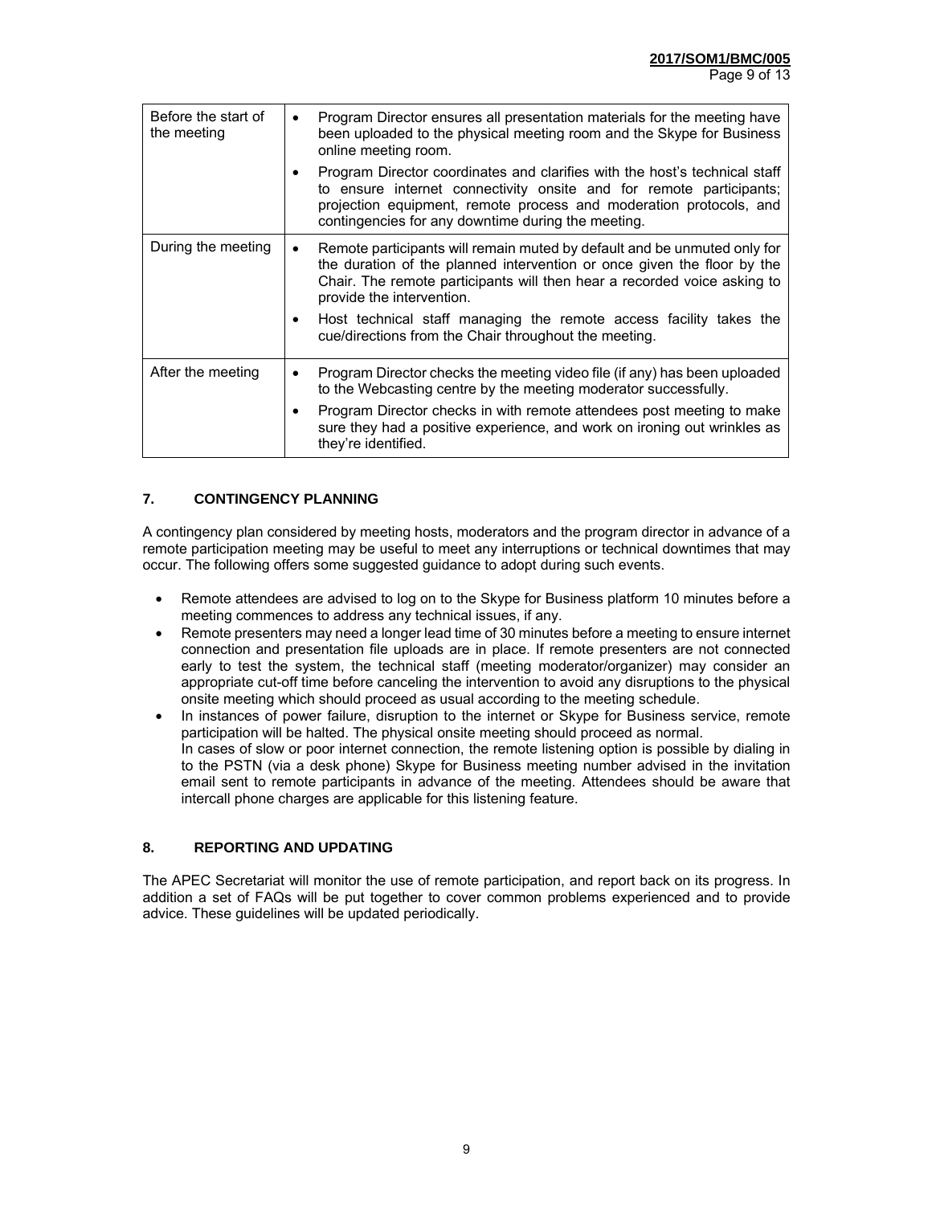| | |
|---|---|
| Before the start of the meeting | • Program Director ensures all presentation materials for the meeting have been uploaded to the physical meeting room and the Skype for Business online meeting room.<br>• Program Director coordinates and clarifies with the host's technical staff to ensure internet connectivity onsite and for remote participants; projection equipment, remote process and moderation protocols, and contingencies for any downtime during the meeting. |
| During the meeting | • Remote participants will remain muted by default and be unmuted only for the duration of the planned intervention or once given the floor by the Chair. The remote participants will then hear a recorded voice asking to provide the intervention.<br>• Host technical staff managing the remote access facility takes the cue/directions from the Chair throughout the meeting. |
| After the meeting | • Program Director checks the meeting video file (if any) has been uploaded to the Webcasting centre by the meeting moderator successfully.<br>• Program Director checks in with remote attendees post meeting to make sure they had a positive experience, and work on ironing out wrinkles as they're identified. |

## 7. CONTINGENCY PLANNING

A contingency plan considered by meeting hosts, moderators and the program director in advance of a remote participation meeting may be useful to meet any interruptions or technical downtimes that may occur. The following offers some suggested guidance to adopt during such events.

- Remote attendees are advised to log on to the Skype for Business platform 10 minutes before a meeting commences to address any technical issues, if any.
- Remote presenters may need a longer lead time of 30 minutes before a meeting to ensure internet connection and presentation file uploads are in place. If remote presenters are not connected early to test the system, the technical staff (meeting moderator/organizer) may consider an appropriate cut-off time before canceling the intervention to avoid any disruptions to the physical onsite meeting which should proceed as usual according to the meeting schedule.
- In instances of power failure, disruption to the internet or Skype for Business service, remote participation will be halted. The physical onsite meeting should proceed as normal.
  In cases of slow or poor internet connection, the remote listening option is possible by dialing in to the PSTN (via a desk phone) Skype for Business meeting number advised in the invitation email sent to remote participants in advance of the meeting. Attendees should be aware that intercall phone charges are applicable for this listening feature.

## 8. REPORTING AND UPDATING

The APEC Secretariat will monitor the use of remote participation, and report back on its progress. In addition a set of FAQs will be put together to cover common problems experienced and to provide advice. These guidelines will be updated periodically.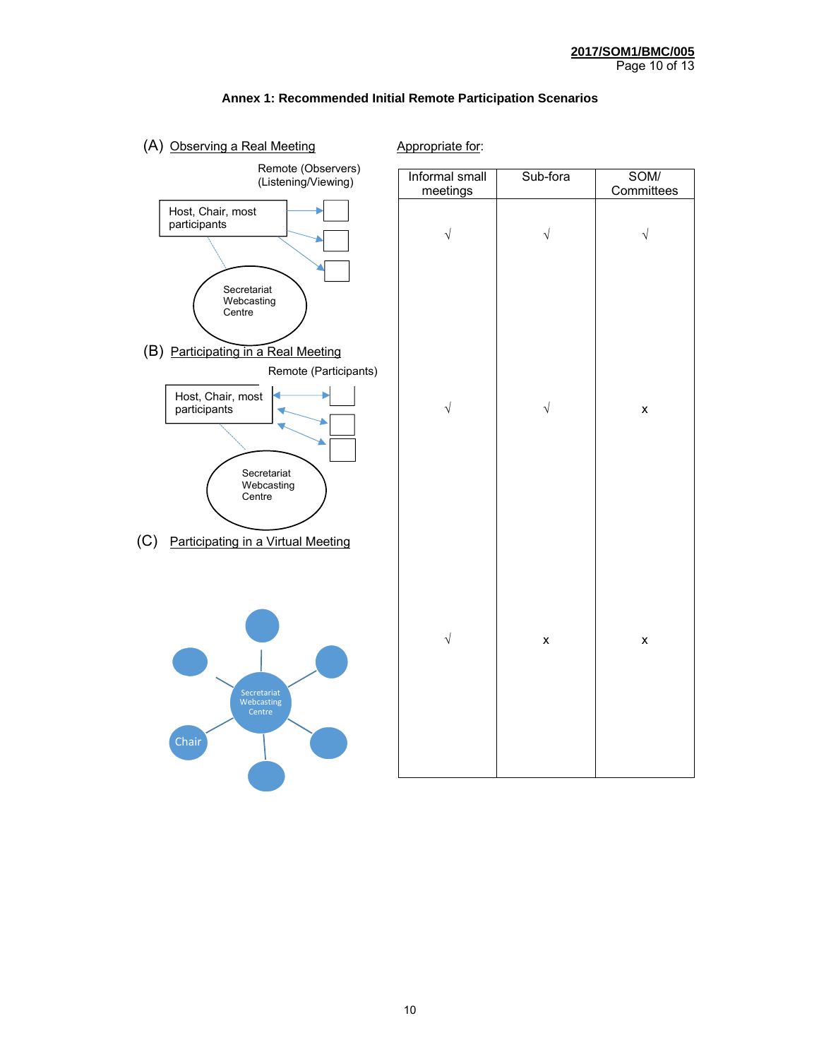## Annex 1: Recommended Initial Remote Participation Scenarios

| Scenario | Informal small meetings | Sub-fora | SOM/ Committees |
|---|---|---|---|
| (A) Observing a Real Meeting | √ | √ | √ |
| (B) Participating in a Real Meeting | √ | √ | x |
| (C) Participating in a Virtual Meeting | √ | x | x |

(A) Observing a Real Meeting

Remote (Observers) (Listening/Viewing)

Host, Chair, most participants

Secretariat Webcasting Centre

(B) Participating in a Real Meeting

Remote (Participants)

Host, Chair, most participants

Secretariat Webcasting Centre

(C) Participating in a Virtual Meeting

Secretariat Webcasting Centre

Chair

Appropriate for: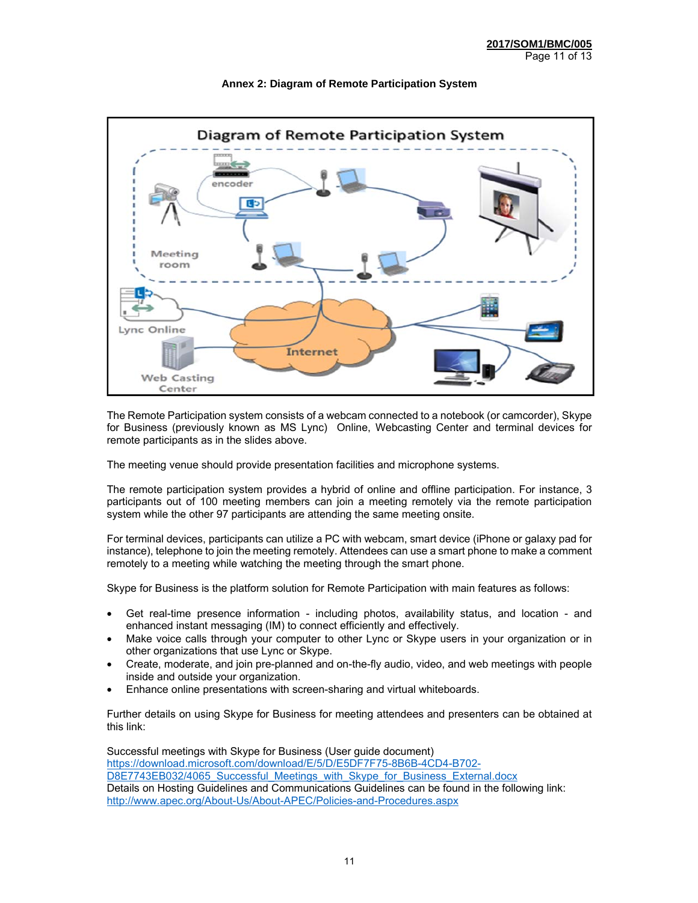## Annex 2: Diagram of Remote Participation System

The Remote Participation system consists of a webcam connected to a notebook (or camcorder), Skype for Business (previously known as MS Lync) Online, Webcasting Center and terminal devices for remote participants as in the slides above.

The meeting venue should provide presentation facilities and microphone systems.

The remote participation system provides a hybrid of online and offline participation. For instance, 3 participants out of 100 meeting members can join a meeting remotely via the remote participation system while the other 97 participants are attending the same meeting onsite.

For terminal devices, participants can utilize a PC with webcam, smart device (iPhone or galaxy pad for instance), telephone to join the meeting remotely. Attendees can use a smart phone to make a comment remotely to a meeting while watching the meeting through the smart phone.

Skype for Business is the platform solution for Remote Participation with main features as follows:

- Get real-time presence information - including photos, availability status, and location - and enhanced instant messaging (IM) to connect efficiently and effectively.
- Make voice calls through your computer to other Lync or Skype users in your organization or in other organizations that use Lync or Skype.
- Create, moderate, and join pre-planned and on-the-fly audio, video, and web meetings with people inside and outside your organization.
- Enhance online presentations with screen-sharing and virtual whiteboards.

Further details on using Skype for Business for meeting attendees and presenters can be obtained at this link:

Successful meetings with Skype for Business (User guide document)
https://download.microsoft.com/download/E/5/D/E5DF7F75-8B6B-4CD4-B702-D8E7743EB032/4065_Successful_Meetings_with_Skype_for_Business_External.docx
Details on Hosting Guidelines and Communications Guidelines can be found in the following link:
http://www.apec.org/About-Us/About-APEC/Policies-and-Procedures.aspx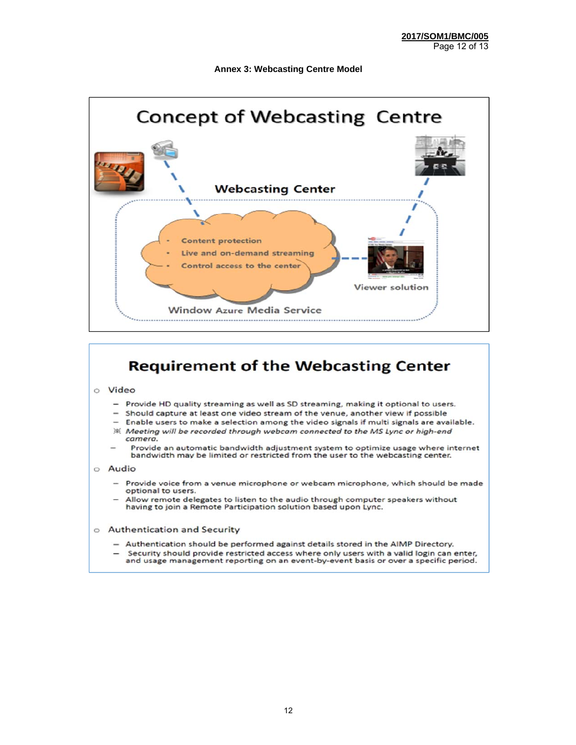**Annex 3: Webcasting Centre Model**

## Concept of Webcasting Centre

**Webcasting Center**

- Content protection
- Live and on-demand streaming
- Control access to the center

Viewer solution

Window Azure Media Service

## Requirement of the Webcasting Center

- Video
  - Provide HD quality streaming as well as SD streaming, making it optional to users.
  - Should capture at least one video stream of the venue, another view if possible
  - Enable users to make a selection among the video signals if multi signals are available.
  - ※ *Meeting will be recorded through webcam connected to the MS Lync or high-end camera.*
  - Provide an automatic bandwidth adjustment system to optimize usage where internet bandwidth may be limited or restricted from the user to the webcasting center.
- Audio
  - Provide voice from a venue microphone or webcam microphone, which should be made optional to users.
  - Allow remote delegates to listen to the audio through computer speakers without having to join a Remote Participation solution based upon Lync.
- Authentication and Security
  - Authentication should be performed against details stored in the AIMP Directory.
  - Security should provide restricted access where only users with a valid login can enter, and usage management reporting on an event-by-event basis or over a specific period.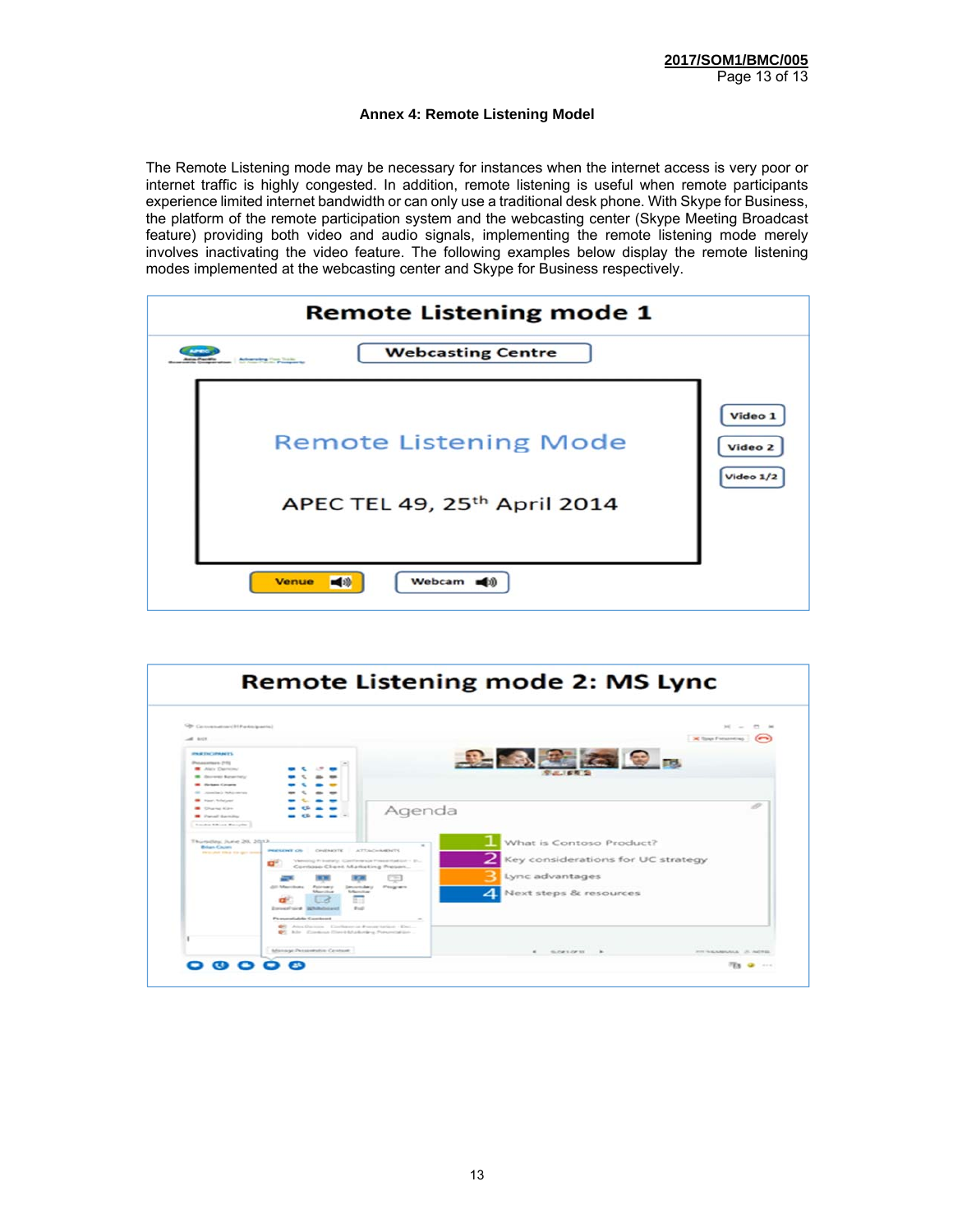## Annex 4: Remote Listening Model

The Remote Listening mode may be necessary for instances when the internet access is very poor or internet traffic is highly congested. In addition, remote listening is useful when remote participants experience limited internet bandwidth or can only use a traditional desk phone. With Skype for Business, the platform of the remote participation system and the webcasting center (Skype Meeting Broadcast feature) providing both video and audio signals, implementing the remote listening mode merely involves inactivating the video feature. The following examples below display the remote listening modes implemented at the webcasting center and Skype for Business respectively.

Remote Listening mode 1

Webcasting Centre

Remote Listening Mode

APEC TEL 49, 25th April 2014

Video 1

Video 2

Video 1/2

Venue

Webcam

Remote Listening mode 2: MS Lync

Agenda

1 What is Contoso Product?

2 Key considerations for UC strategy

3 Lync advantages

4 Next steps & resources